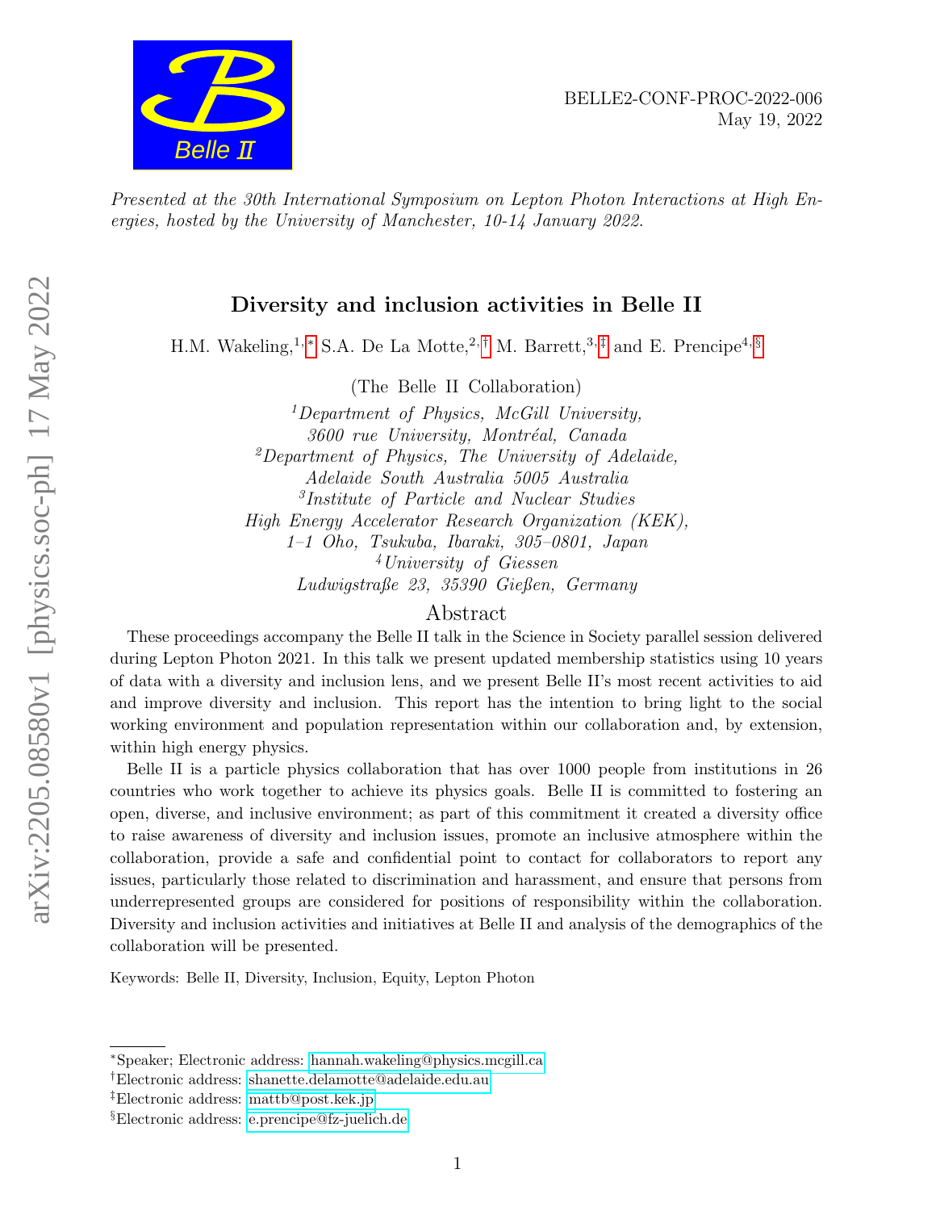BELLE2-CONF-PROC-2022-006
May 19, 2022

*Presented at the 30th International Symposium on Lepton Photon Interactions at High Energies, hosted by the University of Manchester, 10-14 January 2022.*

# Diversity and inclusion activities in Belle II

H.M. Wakeling,[1,*] S.A. De La Motte,[2,†] M. Barrett,[3,‡] and E. Prencipe[4,§]

(The Belle II Collaboration)

[1] *Department of Physics, McGill University, 3600 rue University, Montréal, Canada*
[2] *Department of Physics, The University of Adelaide, Adelaide South Australia 5005 Australia*
[3] *Institute of Particle and Nuclear Studies High Energy Accelerator Research Organization (KEK), 1–1 Oho, Tsukuba, Ibaraki, 305–0801, Japan*
[4] *University of Giessen Ludwigstraße 23, 35390 Gießen, Germany*

## Abstract

These proceedings accompany the Belle II talk in the Science in Society parallel session delivered during Lepton Photon 2021. In this talk we present updated membership statistics using 10 years of data with a diversity and inclusion lens, and we present Belle II's most recent activities to aid and improve diversity and inclusion. This report has the intention to bring light to the social working environment and population representation within our collaboration and, by extension, within high energy physics.

Belle II is a particle physics collaboration that has over 1000 people from institutions in 26 countries who work together to achieve its physics goals. Belle II is committed to fostering an open, diverse, and inclusive environment; as part of this commitment it created a diversity office to raise awareness of diversity and inclusion issues, promote an inclusive atmosphere within the collaboration, provide a safe and confidential point to contact for collaborators to report any issues, particularly those related to discrimination and harassment, and ensure that persons from underrepresented groups are considered for positions of responsibility within the collaboration. Diversity and inclusion activities and initiatives at Belle II and analysis of the demographics of the collaboration will be presented.

Keywords: Belle II, Diversity, Inclusion, Equity, Lepton Photon

---

[*] Speaker; Electronic address: hannah.wakeling@physics.mcgill.ca
[†] Electronic address: shanette.delamotte@adelaide.edu.au
[‡] Electronic address: mattb@post.kek.jp
[§] Electronic address: e.prencipe@fz-juelich.de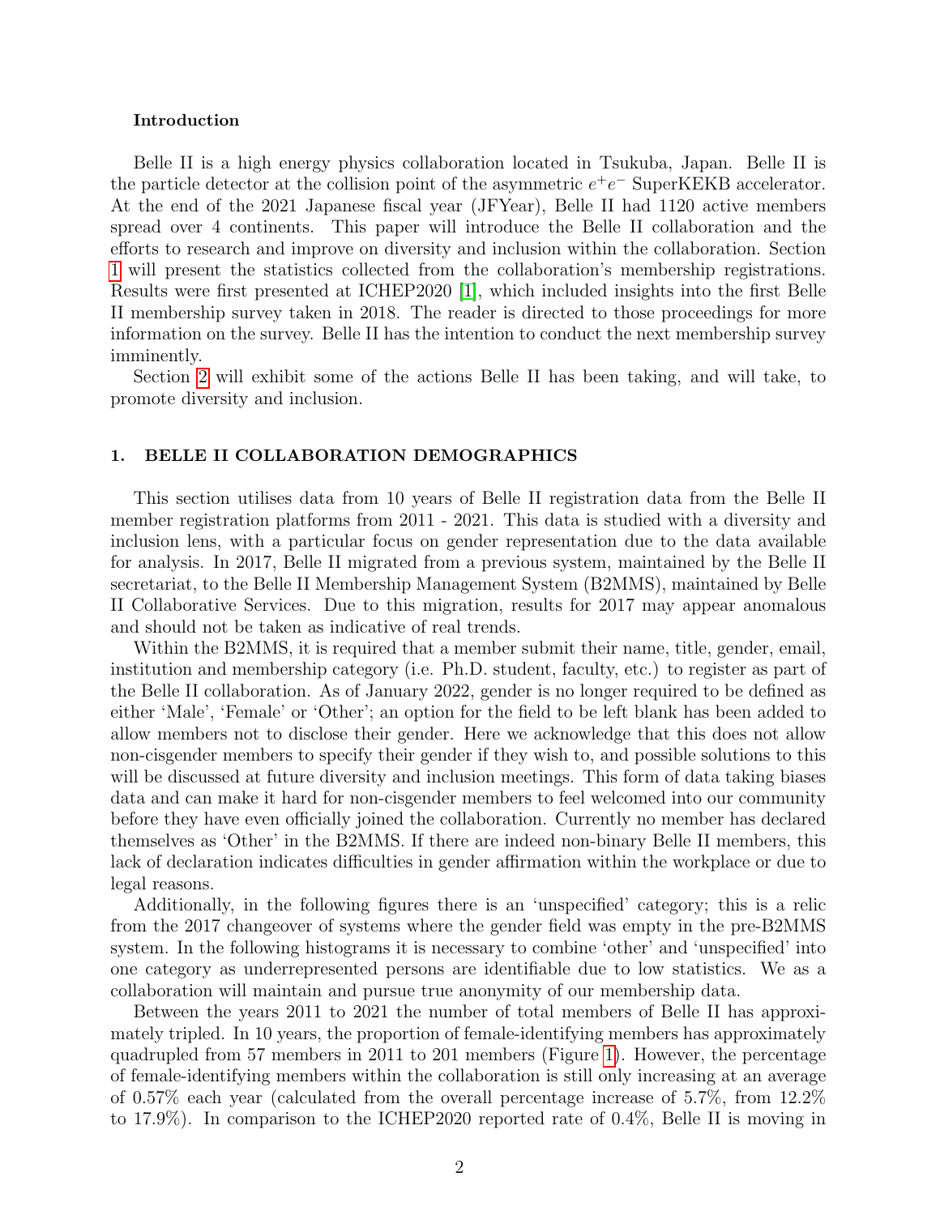**Introduction**

Belle II is a high energy physics collaboration located in Tsukuba, Japan. Belle II is the particle detector at the collision point of the asymmetric $e^+e^-$ SuperKEKB accelerator. At the end of the 2021 Japanese fiscal year (JFYear), Belle II had 1120 active members spread over 4 continents. This paper will introduce the Belle II collaboration and the efforts to research and improve on diversity and inclusion within the collaboration. Section 1 will present the statistics collected from the collaboration's membership registrations. Results were first presented at ICHEP2020 [1], which included insights into the first Belle II membership survey taken in 2018. The reader is directed to those proceedings for more information on the survey. Belle II has the intention to conduct the next membership survey imminently.

Section 2 will exhibit some of the actions Belle II has been taking, and will take, to promote diversity and inclusion.

## 1. BELLE II COLLABORATION DEMOGRAPHICS

This section utilises data from 10 years of Belle II registration data from the Belle II member registration platforms from 2011 - 2021. This data is studied with a diversity and inclusion lens, with a particular focus on gender representation due to the data available for analysis. In 2017, Belle II migrated from a previous system, maintained by the Belle II secretariat, to the Belle II Membership Management System (B2MMS), maintained by Belle II Collaborative Services. Due to this migration, results for 2017 may appear anomalous and should not be taken as indicative of real trends.

Within the B2MMS, it is required that a member submit their name, title, gender, email, institution and membership category (i.e. Ph.D. student, faculty, etc.) to register as part of the Belle II collaboration. As of January 2022, gender is no longer required to be defined as either 'Male', 'Female' or 'Other'; an option for the field to be left blank has been added to allow members not to disclose their gender. Here we acknowledge that this does not allow non-cisgender members to specify their gender if they wish to, and possible solutions to this will be discussed at future diversity and inclusion meetings. This form of data taking biases data and can make it hard for non-cisgender members to feel welcomed into our community before they have even officially joined the collaboration. Currently no member has declared themselves as 'Other' in the B2MMS. If there are indeed non-binary Belle II members, this lack of declaration indicates difficulties in gender affirmation within the workplace or due to legal reasons.

Additionally, in the following figures there is an 'unspecified' category; this is a relic from the 2017 changeover of systems where the gender field was empty in the pre-B2MMS system. In the following histograms it is necessary to combine 'other' and 'unspecified' into one category as underrepresented persons are identifiable due to low statistics. We as a collaboration will maintain and pursue true anonymity of our membership data.

Between the years 2011 to 2021 the number of total members of Belle II has approximately tripled. In 10 years, the proportion of female-identifying members has approximately quadrupled from 57 members in 2011 to 201 members (Figure 1). However, the percentage of female-identifying members within the collaboration is still only increasing at an average of 0.57% each year (calculated from the overall percentage increase of 5.7%, from 12.2% to 17.9%). In comparison to the ICHEP2020 reported rate of 0.4%, Belle II is moving in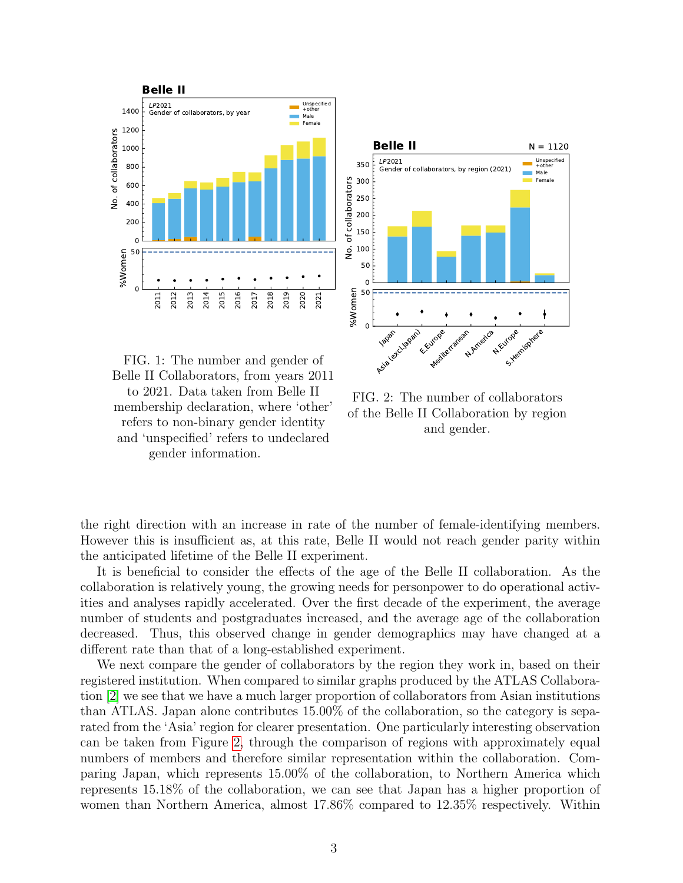FIG. 1: The number and gender of Belle II Collaborators, from years 2011 to 2021. Data taken from Belle II membership declaration, where 'other' refers to non-binary gender identity and 'unspecified' refers to undeclared gender information.

FIG. 2: The number of collaborators of the Belle II Collaboration by region and gender.

the right direction with an increase in rate of the number of female-identifying members. However this is insufficient as, at this rate, Belle II would not reach gender parity within the anticipated lifetime of the Belle II experiment.

It is beneficial to consider the effects of the age of the Belle II collaboration. As the collaboration is relatively young, the growing needs for personpower to do operational activities and analyses rapidly accelerated. Over the first decade of the experiment, the average number of students and postgraduates increased, and the average age of the collaboration decreased. Thus, this observed change in gender demographics may have changed at a different rate than that of a long-established experiment.

We next compare the gender of collaborators by the region they work in, based on their registered institution. When compared to similar graphs produced by the ATLAS Collaboration [2] we see that we have a much larger proportion of collaborators from Asian institutions than ATLAS. Japan alone contributes 15.00% of the collaboration, so the category is separated from the 'Asia' region for clearer presentation. One particularly interesting observation can be taken from Figure 2, through the comparison of regions with approximately equal numbers of members and therefore similar representation within the collaboration. Comparing Japan, which represents 15.00% of the collaboration, to Northern America which represents 15.18% of the collaboration, we can see that Japan has a higher proportion of women than Northern America, almost 17.86% compared to 12.35% respectively. Within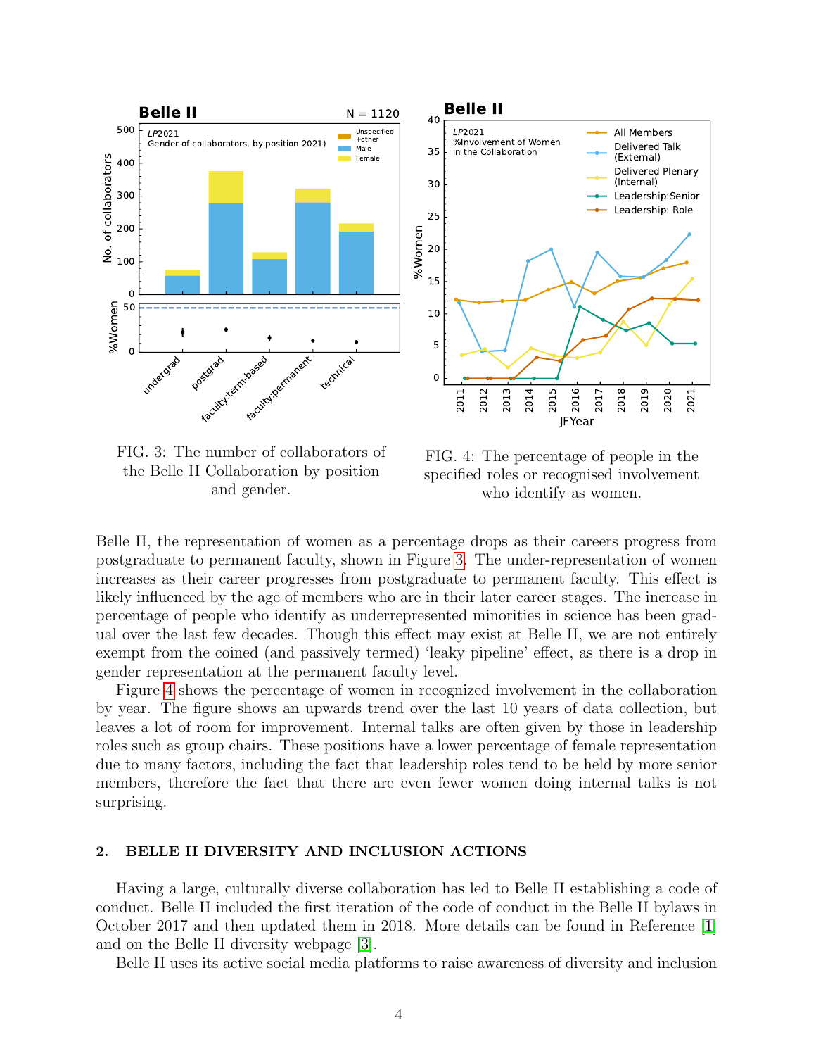FIG. 3: The number of collaborators of the Belle II Collaboration by position and gender.

FIG. 4: The percentage of people in the specified roles or recognised involvement who identify as women.

Belle II, the representation of women as a percentage drops as their careers progress from postgraduate to permanent faculty, shown in Figure 3. The under-representation of women increases as their career progresses from postgraduate to permanent faculty. This effect is likely influenced by the age of members who are in their later career stages. The increase in percentage of people who identify as underrepresented minorities in science has been gradual over the last few decades. Though this effect may exist at Belle II, we are not entirely exempt from the coined (and passively termed) 'leaky pipeline' effect, as there is a drop in gender representation at the permanent faculty level.

Figure 4 shows the percentage of women in recognized involvement in the collaboration by year. The figure shows an upwards trend over the last 10 years of data collection, but leaves a lot of room for improvement. Internal talks are often given by those in leadership roles such as group chairs. These positions have a lower percentage of female representation due to many factors, including the fact that leadership roles tend to be held by more senior members, therefore the fact that there are even fewer women doing internal talks is not surprising.

## 2. BELLE II DIVERSITY AND INCLUSION ACTIONS

Having a large, culturally diverse collaboration has led to Belle II establishing a code of conduct. Belle II included the first iteration of the code of conduct in the Belle II bylaws in October 2017 and then updated them in 2018. More details can be found in Reference [1] and on the Belle II diversity webpage [3].

Belle II uses its active social media platforms to raise awareness of diversity and inclusion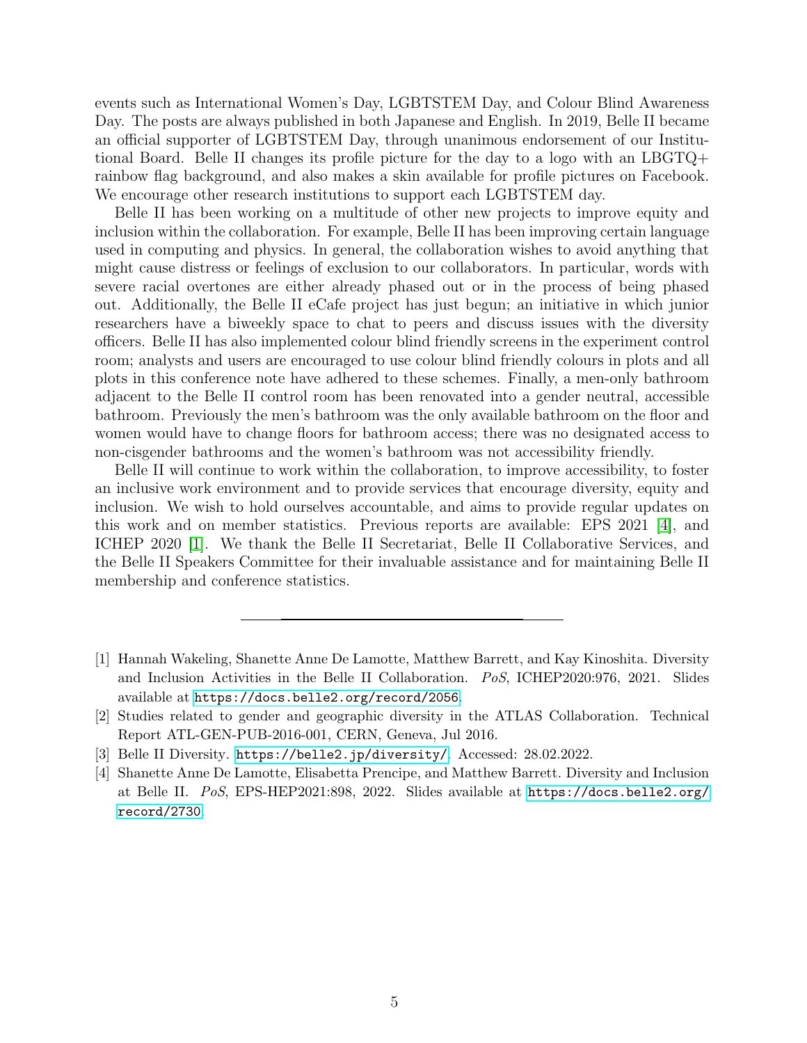events such as International Women's Day, LGBTSTEM Day, and Colour Blind Awareness Day. The posts are always published in both Japanese and English. In 2019, Belle II became an official supporter of LGBTSTEM Day, through unanimous endorsement of our Institutional Board. Belle II changes its profile picture for the day to a logo with an LBGTQ+ rainbow flag background, and also makes a skin available for profile pictures on Facebook. We encourage other research institutions to support each LGBTSTEM day.

Belle II has been working on a multitude of other new projects to improve equity and inclusion within the collaboration. For example, Belle II has been improving certain language used in computing and physics. In general, the collaboration wishes to avoid anything that might cause distress or feelings of exclusion to our collaborators. In particular, words with severe racial overtones are either already phased out or in the process of being phased out. Additionally, the Belle II eCafe project has just begun; an initiative in which junior researchers have a biweekly space to chat to peers and discuss issues with the diversity officers. Belle II has also implemented colour blind friendly screens in the experiment control room; analysts and users are encouraged to use colour blind friendly colours in plots and all plots in this conference note have adhered to these schemes. Finally, a men-only bathroom adjacent to the Belle II control room has been renovated into a gender neutral, accessible bathroom. Previously the men's bathroom was the only available bathroom on the floor and women would have to change floors for bathroom access; there was no designated access to non-cisgender bathrooms and the women's bathroom was not accessibility friendly.

Belle II will continue to work within the collaboration, to improve accessibility, to foster an inclusive work environment and to provide services that encourage diversity, equity and inclusion. We wish to hold ourselves accountable, and aims to provide regular updates on this work and on member statistics. Previous reports are available: EPS 2021 [4], and ICHEP 2020 [1]. We thank the Belle II Secretariat, Belle II Collaborative Services, and the Belle II Speakers Committee for their invaluable assistance and for maintaining Belle II membership and conference statistics.

---

[1] Hannah Wakeling, Shanette Anne De Lamotte, Matthew Barrett, and Kay Kinoshita. Diversity and Inclusion Activities in the Belle II Collaboration. *PoS*, ICHEP2020:976, 2021. Slides available at `https://docs.belle2.org/record/2056`.

[2] Studies related to gender and geographic diversity in the ATLAS Collaboration. Technical Report ATL-GEN-PUB-2016-001, CERN, Geneva, Jul 2016.

[3] Belle II Diversity. `https://belle2.jp/diversity/`. Accessed: 28.02.2022.

[4] Shanette Anne De Lamotte, Elisabetta Prencipe, and Matthew Barrett. Diversity and Inclusion at Belle II. *PoS*, EPS-HEP2021:898, 2022. Slides available at `https://docs.belle2.org/record/2730`.